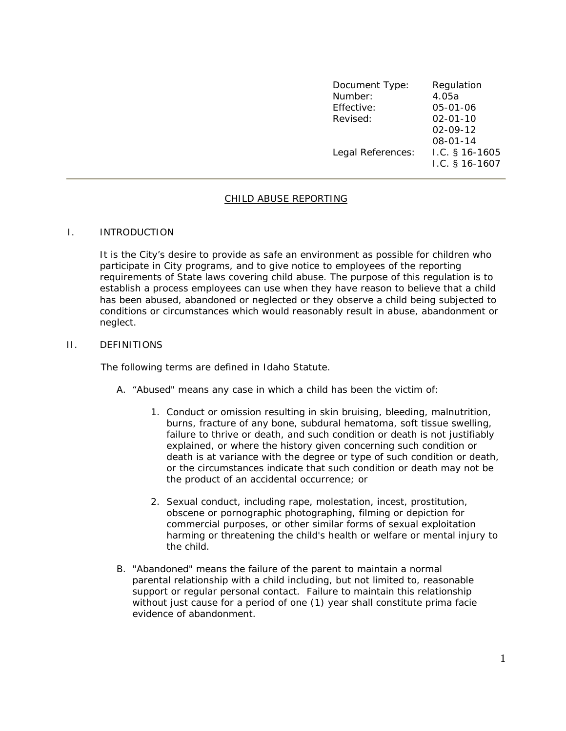| | |
|---|---|
| Document Type: | Regulation |
| Number: | 4.05a |
| Effective: | 05-01-06 |
| Revised: | 02-01-10 |
| | 02-09-12 |
| | 08-01-14 |
| Legal References: | I.C. § 16-1605 |
| | I.C. § 16-1607 |

---

# CHILD ABUSE REPORTING

## I. INTRODUCTION

It is the City's desire to provide as safe an environment as possible for children who participate in City programs, and to give notice to employees of the reporting requirements of State laws covering child abuse. The purpose of this regulation is to establish a process employees can use when they have reason to believe that a child has been abused, abandoned or neglected or they observe a child being subjected to conditions or circumstances which would reasonably result in abuse, abandonment or neglect.

## II. DEFINITIONS

The following terms are defined in Idaho Statute.

A. "Abused" means any case in which a child has been the victim of:

1. Conduct or omission resulting in skin bruising, bleeding, malnutrition, burns, fracture of any bone, subdural hematoma, soft tissue swelling, failure to thrive or death, and such condition or death is not justifiably explained, or where the history given concerning such condition or death is at variance with the degree or type of such condition or death, or the circumstances indicate that such condition or death may not be the product of an accidental occurrence; or

2. Sexual conduct, including rape, molestation, incest, prostitution, obscene or pornographic photographing, filming or depiction for commercial purposes, or other similar forms of sexual exploitation harming or threatening the child's health or welfare or mental injury to the child.

B. "Abandoned" means the failure of the parent to maintain a normal parental relationship with a child including, but not limited to, reasonable support or regular personal contact. Failure to maintain this relationship without just cause for a period of one (1) year shall constitute prima facie evidence of abandonment.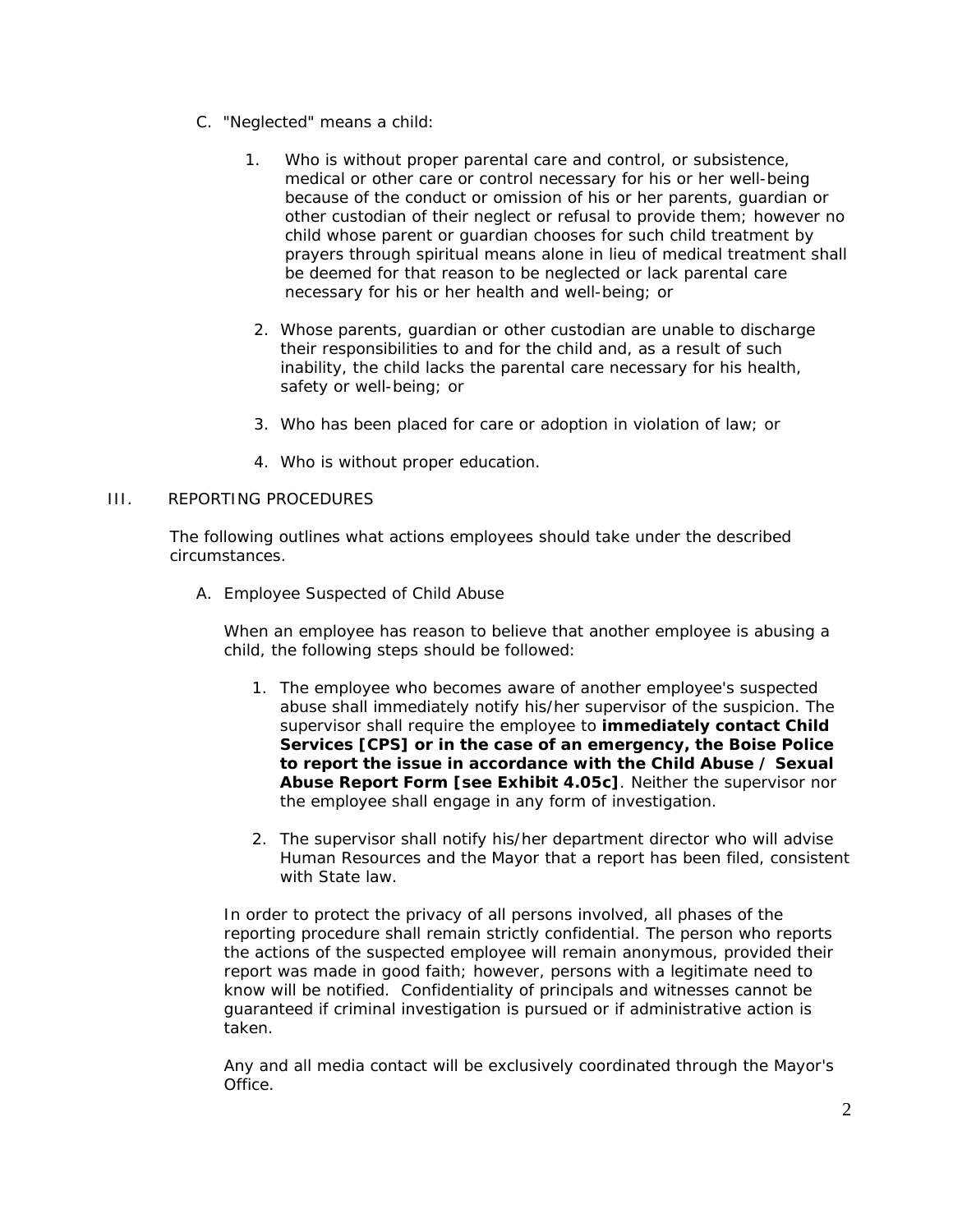C. "Neglected" means a child:

   1. Who is without proper parental care and control, or subsistence, medical or other care or control necessary for his or her well-being because of the conduct or omission of his or her parents, guardian or other custodian of their neglect or refusal to provide them; however no child whose parent or guardian chooses for such child treatment by prayers through spiritual means alone in lieu of medical treatment shall be deemed for that reason to be neglected or lack parental care necessary for his or her health and well-being; or

   2. Whose parents, guardian or other custodian are unable to discharge their responsibilities to and for the child and, as a result of such inability, the child lacks the parental care necessary for his health, safety or well-being; or

   3. Who has been placed for care or adoption in violation of law; or

   4. Who is without proper education.

## III. REPORTING PROCEDURES

The following outlines what actions employees should take under the described circumstances.

A. Employee Suspected of Child Abuse

   When an employee has reason to believe that another employee is abusing a child, the following steps should be followed:

   1. The employee who becomes aware of another employee's suspected abuse shall immediately notify his/her supervisor of the suspicion. The supervisor shall require the employee to **immediately contact Child Services [CPS] or in the case of an emergency, the Boise Police to report the issue in accordance with the Child Abuse / Sexual Abuse Report Form [see Exhibit 4.05c]**. Neither the supervisor nor the employee shall engage in any form of investigation.

   2. The supervisor shall notify his/her department director who will advise Human Resources and the Mayor that a report has been filed, consistent with State law.

   In order to protect the privacy of all persons involved, all phases of the reporting procedure shall remain strictly confidential. The person who reports the actions of the suspected employee will remain anonymous, provided their report was made in good faith; however, persons with a legitimate need to know will be notified. Confidentiality of principals and witnesses cannot be guaranteed if criminal investigation is pursued or if administrative action is taken.

   Any and all media contact will be exclusively coordinated through the Mayor's Office.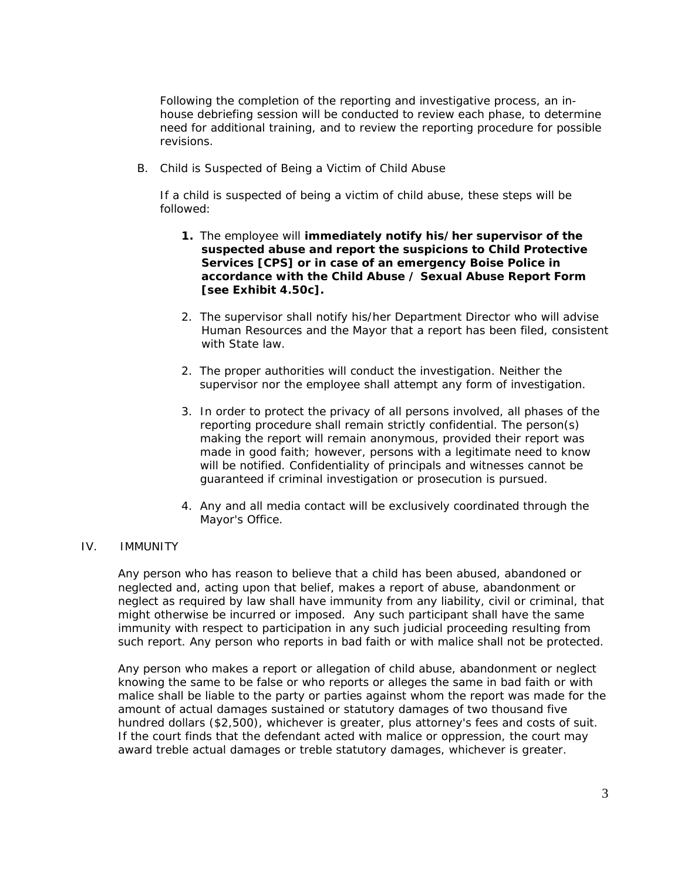Following the completion of the reporting and investigative process, an in-house debriefing session will be conducted to review each phase, to determine need for additional training, and to review the reporting procedure for possible revisions.

B. Child is Suspected of Being a Victim of Child Abuse

If a child is suspected of being a victim of child abuse, these steps will be followed:

1. The employee will **immediately notify his/her supervisor of the suspected abuse and report the suspicions to Child Protective Services [CPS] or in case of an emergency Boise Police in accordance with the Child Abuse / Sexual Abuse Report Form [see Exhibit 4.50c].**

2. The supervisor shall notify his/her Department Director who will advise Human Resources and the Mayor that a report has been filed, consistent with State law.

2. The proper authorities will conduct the investigation. Neither the supervisor nor the employee shall attempt any form of investigation.

3. In order to protect the privacy of all persons involved, all phases of the reporting procedure shall remain strictly confidential. The person(s) making the report will remain anonymous, provided their report was made in good faith; however, persons with a legitimate need to know will be notified. Confidentiality of principals and witnesses cannot be guaranteed if criminal investigation or prosecution is pursued.

4. Any and all media contact will be exclusively coordinated through the Mayor's Office.

IV. IMMUNITY

Any person who has reason to believe that a child has been abused, abandoned or neglected and, acting upon that belief, makes a report of abuse, abandonment or neglect as required by law shall have immunity from any liability, civil or criminal, that might otherwise be incurred or imposed. Any such participant shall have the same immunity with respect to participation in any such judicial proceeding resulting from such report. Any person who reports in bad faith or with malice shall not be protected.

Any person who makes a report or allegation of child abuse, abandonment or neglect knowing the same to be false or who reports or alleges the same in bad faith or with malice shall be liable to the party or parties against whom the report was made for the amount of actual damages sustained or statutory damages of two thousand five hundred dollars ($2,500), whichever is greater, plus attorney's fees and costs of suit. If the court finds that the defendant acted with malice or oppression, the court may award treble actual damages or treble statutory damages, whichever is greater.